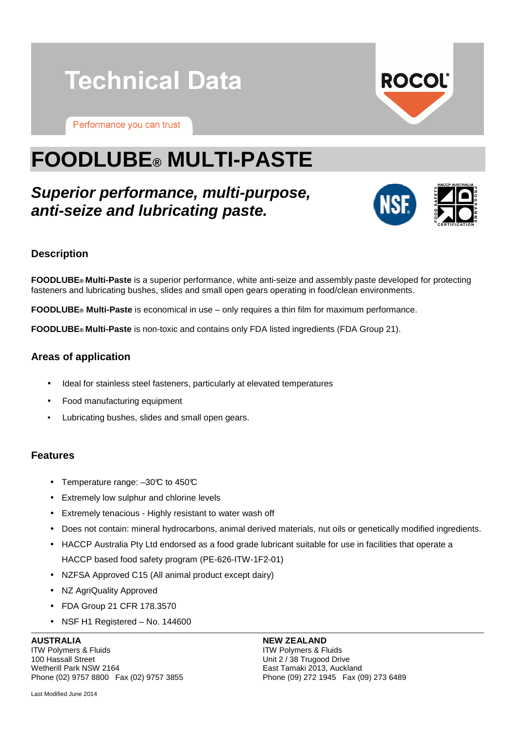# Technical Data

ROCOL

Performance you can trust

# FOODLUBE® MULTI-PASTE

## *Superior performance, multi-purpose, anti-seize and lubricating paste.*

### Description

**FOODLUBE® Multi-Paste** is a superior performance, white anti-seize and assembly paste developed for protecting fasteners and lubricating bushes, slides and small open gears operating in food/clean environments.

**FOODLUBE® Multi-Paste** is economical in use – only requires a thin film for maximum performance.

**FOODLUBE® Multi-Paste** is non-toxic and contains only FDA listed ingredients (FDA Group 21).

### Areas of application

- Ideal for stainless steel fasteners, particularly at elevated temperatures
- Food manufacturing equipment
- Lubricating bushes, slides and small open gears.

### Features

- Temperature range: –30℃ to 450℃
- Extremely low sulphur and chlorine levels
- Extremely tenacious - Highly resistant to water wash off
- Does not contain: mineral hydrocarbons, animal derived materials, nut oils or genetically modified ingredients.
- HACCP Australia Pty Ltd endorsed as a food grade lubricant suitable for use in facilities that operate a HACCP based food safety program (PE-626-ITW-1F2-01)
- NZFSA Approved C15 (All animal product except dairy)
- NZ AgriQuality Approved
- FDA Group 21 CFR 178.3570
- NSF H1 Registered – No. 144600

**AUSTRALIA**
ITW Polymers & Fluids
100 Hassall Street
Wetherill Park NSW 2164
Phone (02) 9757 8800 Fax (02) 9757 3855

**NEW ZEALAND**
ITW Polymers & Fluids
Unit 2 / 38 Trugood Drive
East Tamaki 2013, Auckland
Phone (09) 272 1945 Fax (09) 273 6489

Last Modified June 2014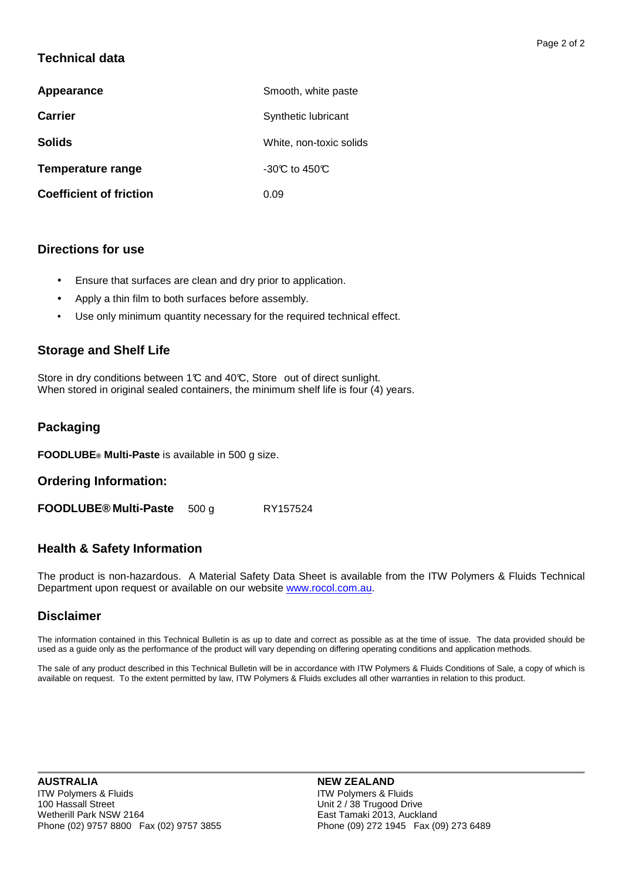## Technical data

| | |
|---|---|
| **Appearance** | Smooth, white paste |
| **Carrier** | Synthetic lubricant |
| **Solids** | White, non-toxic solids |
| **Temperature range** | -30℃ to 450℃ |
| **Coefficient of friction** | 0.09 |

## Directions for use

- Ensure that surfaces are clean and dry prior to application.
- Apply a thin film to both surfaces before assembly.
- Use only minimum quantity necessary for the required technical effect.

## Storage and Shelf Life

Store in dry conditions between 1℃ and 40℃, Store out of direct sunlight.
When stored in original sealed containers, the minimum shelf life is four (4) years.

## Packaging

**FOODLUBE® Multi-Paste** is available in 500 g size.

## Ordering Information:

| | | |
|---|---|---|
| **FOODLUBE® Multi-Paste** | 500 g | RY157524 |

## Health & Safety Information

The product is non-hazardous. A Material Safety Data Sheet is available from the ITW Polymers & Fluids Technical Department upon request or available on our website www.rocol.com.au.

## Disclaimer

The information contained in this Technical Bulletin is as up to date and correct as possible as at the time of issue. The data provided should be used as a guide only as the performance of the product will vary depending on differing operating conditions and application methods.

The sale of any product described in this Technical Bulletin will be in accordance with ITW Polymers & Fluids Conditions of Sale, a copy of which is available on request. To the extent permitted by law, ITW Polymers & Fluids excludes all other warranties in relation to this product.

**AUSTRALIA**
ITW Polymers & Fluids
100 Hassall Street
Wetherill Park NSW 2164
Phone (02) 9757 8800 Fax (02) 9757 3855

**NEW ZEALAND**
ITW Polymers & Fluids
Unit 2 / 38 Trugood Drive
East Tamaki 2013, Auckland
Phone (09) 272 1945 Fax (09) 273 6489